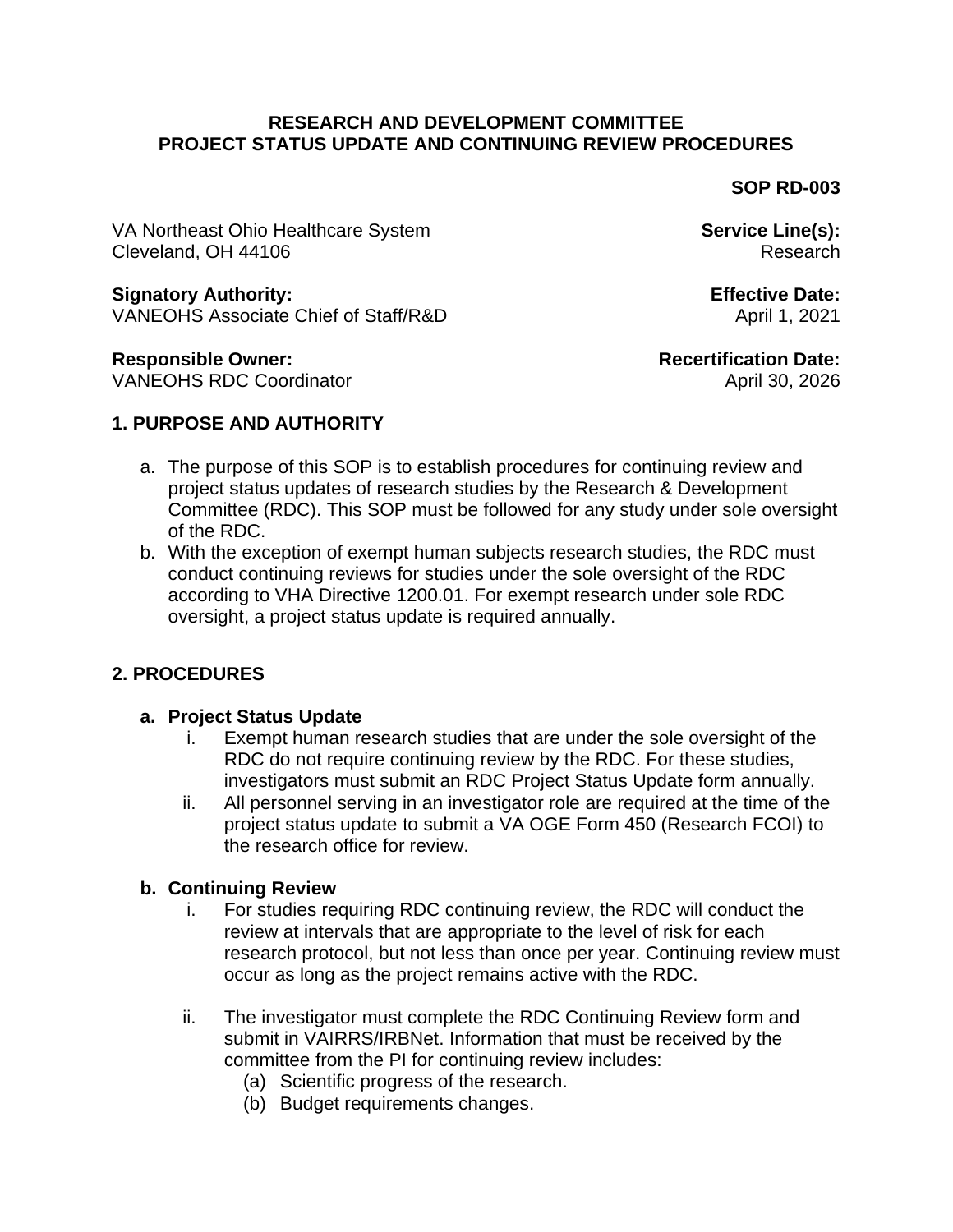# RESEARCH AND DEVELOPMENT COMMITTEE
# PROJECT STATUS UPDATE AND CONTINUING REVIEW PROCEDURES

**SOP RD-003**

VA Northeast Ohio Healthcare System
Cleveland, OH 44106

**Service Line(s):**
Research

**Signatory Authority:**
VANEOHS Associate Chief of Staff/R&D

**Effective Date:**
April 1, 2021

**Responsible Owner:**
VANEOHS RDC Coordinator

**Recertification Date:**
April 30, 2026

## 1. PURPOSE AND AUTHORITY

a. The purpose of this SOP is to establish procedures for continuing review and project status updates of research studies by the Research & Development Committee (RDC). This SOP must be followed for any study under sole oversight of the RDC.

b. With the exception of exempt human subjects research studies, the RDC must conduct continuing reviews for studies under the sole oversight of the RDC according to VHA Directive 1200.01. For exempt research under sole RDC oversight, a project status update is required annually.

## 2. PROCEDURES

### a. Project Status Update

i. Exempt human research studies that are under the sole oversight of the RDC do not require continuing review by the RDC. For these studies, investigators must submit an RDC Project Status Update form annually.

ii. All personnel serving in an investigator role are required at the time of the project status update to submit a VA OGE Form 450 (Research FCOI) to the research office for review.

### b. Continuing Review

i. For studies requiring RDC continuing review, the RDC will conduct the review at intervals that are appropriate to the level of risk for each research protocol, but not less than once per year. Continuing review must occur as long as the project remains active with the RDC.

ii. The investigator must complete the RDC Continuing Review form and submit in VAIRRS/IRBNet. Information that must be received by the committee from the PI for continuing review includes:

(a) Scientific progress of the research.

(b) Budget requirements changes.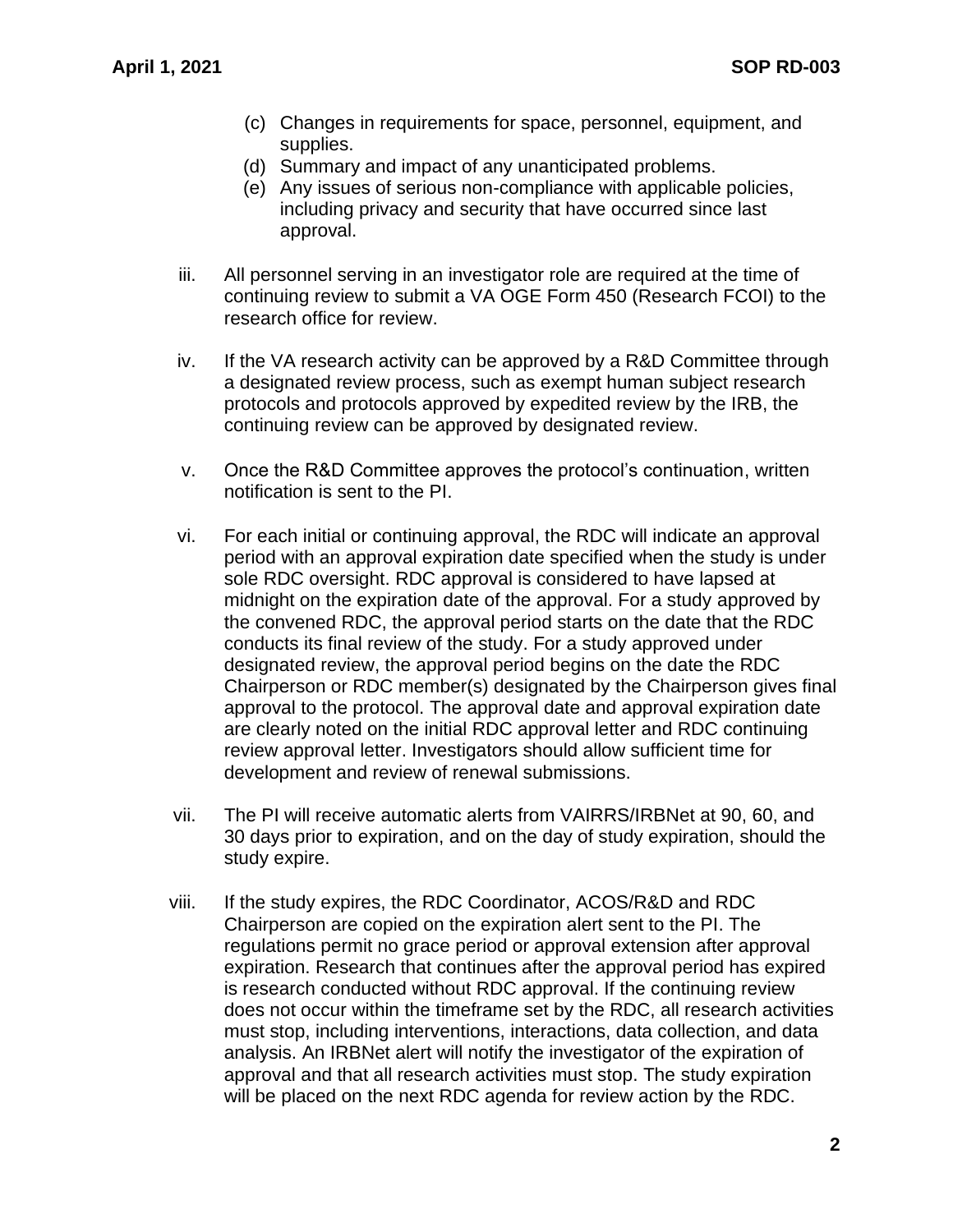(c) Changes in requirements for space, personnel, equipment, and supplies.
(d) Summary and impact of any unanticipated problems.
(e) Any issues of serious non-compliance with applicable policies, including privacy and security that have occurred since last approval.

iii. All personnel serving in an investigator role are required at the time of continuing review to submit a VA OGE Form 450 (Research FCOI) to the research office for review.

iv. If the VA research activity can be approved by a R&D Committee through a designated review process, such as exempt human subject research protocols and protocols approved by expedited review by the IRB, the continuing review can be approved by designated review.

v. Once the R&D Committee approves the protocol's continuation, written notification is sent to the PI.

vi. For each initial or continuing approval, the RDC will indicate an approval period with an approval expiration date specified when the study is under sole RDC oversight. RDC approval is considered to have lapsed at midnight on the expiration date of the approval. For a study approved by the convened RDC, the approval period starts on the date that the RDC conducts its final review of the study. For a study approved under designated review, the approval period begins on the date the RDC Chairperson or RDC member(s) designated by the Chairperson gives final approval to the protocol. The approval date and approval expiration date are clearly noted on the initial RDC approval letter and RDC continuing review approval letter. Investigators should allow sufficient time for development and review of renewal submissions.

vii. The PI will receive automatic alerts from VAIRRS/IRBNet at 90, 60, and 30 days prior to expiration, and on the day of study expiration, should the study expire.

viii. If the study expires, the RDC Coordinator, ACOS/R&D and RDC Chairperson are copied on the expiration alert sent to the PI. The regulations permit no grace period or approval extension after approval expiration. Research that continues after the approval period has expired is research conducted without RDC approval. If the continuing review does not occur within the timeframe set by the RDC, all research activities must stop, including interventions, interactions, data collection, and data analysis. An IRBNet alert will notify the investigator of the expiration of approval and that all research activities must stop. The study expiration will be placed on the next RDC agenda for review action by the RDC.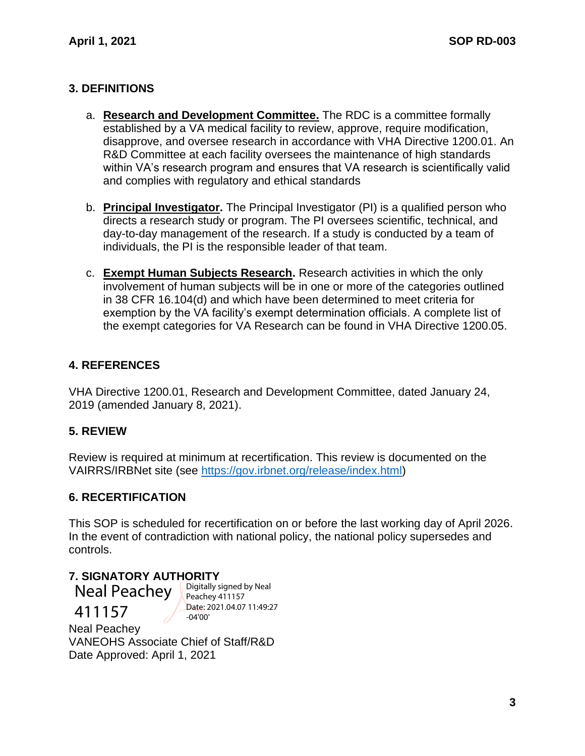## 3. DEFINITIONS

a. **Research and Development Committee.** The RDC is a committee formally established by a VA medical facility to review, approve, require modification, disapprove, and oversee research in accordance with VHA Directive 1200.01. An R&D Committee at each facility oversees the maintenance of high standards within VA's research program and ensures that VA research is scientifically valid and complies with regulatory and ethical standards

b. **Principal Investigator.** The Principal Investigator (PI) is a qualified person who directs a research study or program. The PI oversees scientific, technical, and day-to-day management of the research. If a study is conducted by a team of individuals, the PI is the responsible leader of that team.

c. **Exempt Human Subjects Research.** Research activities in which the only involvement of human subjects will be in one or more of the categories outlined in 38 CFR 16.104(d) and which have been determined to meet criteria for exemption by the VA facility's exempt determination officials. A complete list of the exempt categories for VA Research can be found in VHA Directive 1200.05.

## 4. REFERENCES

VHA Directive 1200.01, Research and Development Committee, dated January 24, 2019 (amended January 8, 2021).

## 5. REVIEW

Review is required at minimum at recertification. This review is documented on the VAIRRS/IRBNet site (see https://gov.irbnet.org/release/index.html)

## 6. RECERTIFICATION

This SOP is scheduled for recertification on or before the last working day of April 2026. In the event of contradiction with national policy, the national policy supersedes and controls.

## 7. SIGNATORY AUTHORITY

Neal Peachey 411157

Digitally signed by Neal Peachey 411157
Date: 2021.04.07 11:49:27 -04'00'

Neal Peachey
VANEOHS Associate Chief of Staff/R&D
Date Approved: April 1, 2021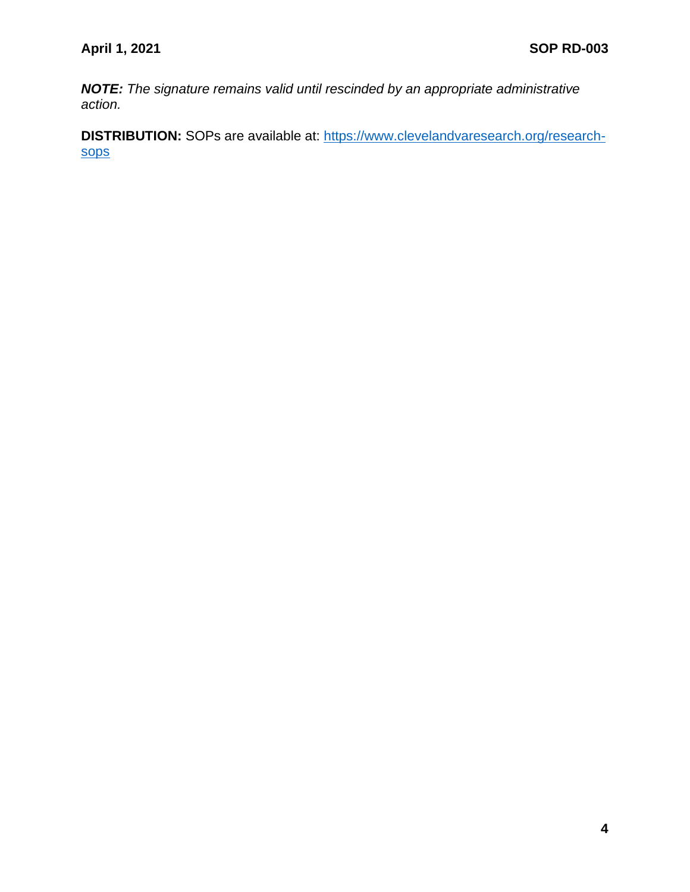***NOTE:*** *The signature remains valid until rescinded by an appropriate administrative action.*

**DISTRIBUTION:** SOPs are available at: [https://www.clevelandvaresearch.org/research-sops](https://www.clevelandvaresearch.org/research-sops)